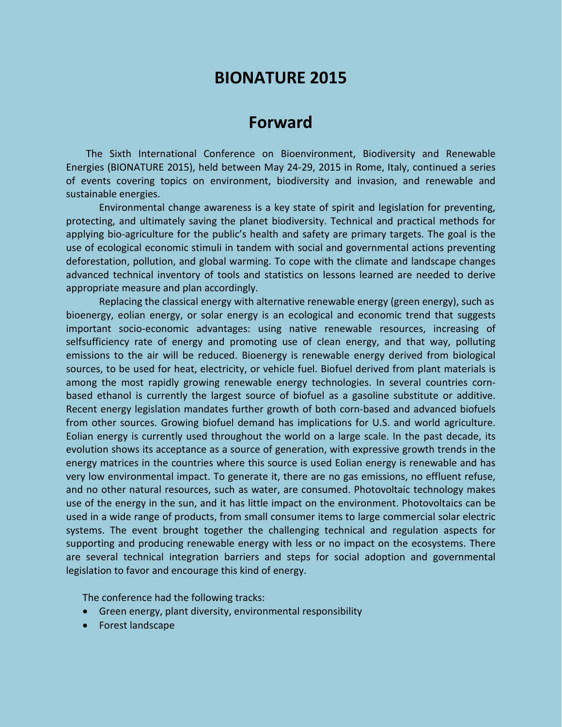# BIONATURE 2015

## Forward

The Sixth International Conference on Bioenvironment, Biodiversity and Renewable Energies (BIONATURE 2015), held between May 24-29, 2015 in Rome, Italy, continued a series of events covering topics on environment, biodiversity and invasion, and renewable and sustainable energies.

Environmental change awareness is a key state of spirit and legislation for preventing, protecting, and ultimately saving the planet biodiversity. Technical and practical methods for applying bio-agriculture for the public's health and safety are primary targets. The goal is the use of ecological economic stimuli in tandem with social and governmental actions preventing deforestation, pollution, and global warming. To cope with the climate and landscape changes advanced technical inventory of tools and statistics on lessons learned are needed to derive appropriate measure and plan accordingly.

Replacing the classical energy with alternative renewable energy (green energy), such as bioenergy, eolian energy, or solar energy is an ecological and economic trend that suggests important socio-economic advantages: using native renewable resources, increasing of selfsufficiency rate of energy and promoting use of clean energy, and that way, polluting emissions to the air will be reduced. Bioenergy is renewable energy derived from biological sources, to be used for heat, electricity, or vehicle fuel. Biofuel derived from plant materials is among the most rapidly growing renewable energy technologies. In several countries corn-based ethanol is currently the largest source of biofuel as a gasoline substitute or additive. Recent energy legislation mandates further growth of both corn-based and advanced biofuels from other sources. Growing biofuel demand has implications for U.S. and world agriculture. Eolian energy is currently used throughout the world on a large scale. In the past decade, its evolution shows its acceptance as a source of generation, with expressive growth trends in the energy matrices in the countries where this source is used Eolian energy is renewable and has very low environmental impact. To generate it, there are no gas emissions, no effluent refuse, and no other natural resources, such as water, are consumed. Photovoltaic technology makes use of the energy in the sun, and it has little impact on the environment. Photovoltaics can be used in a wide range of products, from small consumer items to large commercial solar electric systems. The event brought together the challenging technical and regulation aspects for supporting and producing renewable energy with less or no impact on the ecosystems. There are several technical integration barriers and steps for social adoption and governmental legislation to favor and encourage this kind of energy.

The conference had the following tracks:

- Green energy, plant diversity, environmental responsibility
- Forest landscape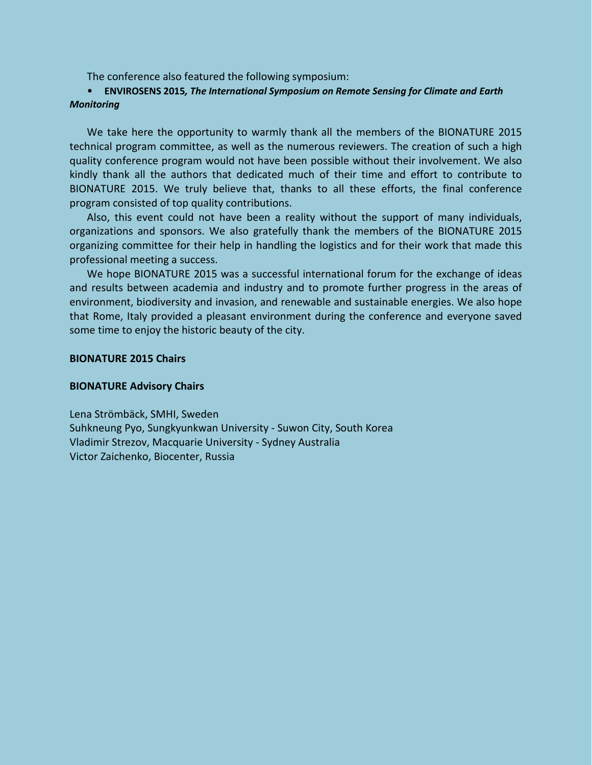The conference also featured the following symposium:

- **ENVIROSENS 2015*, The International Symposium on Remote Sensing for Climate and Earth Monitoring***

We take here the opportunity to warmly thank all the members of the BIONATURE 2015 technical program committee, as well as the numerous reviewers. The creation of such a high quality conference program would not have been possible without their involvement. We also kindly thank all the authors that dedicated much of their time and effort to contribute to BIONATURE 2015. We truly believe that, thanks to all these efforts, the final conference program consisted of top quality contributions.

Also, this event could not have been a reality without the support of many individuals, organizations and sponsors. We also gratefully thank the members of the BIONATURE 2015 organizing committee for their help in handling the logistics and for their work that made this professional meeting a success.

We hope BIONATURE 2015 was a successful international forum for the exchange of ideas and results between academia and industry and to promote further progress in the areas of environment, biodiversity and invasion, and renewable and sustainable energies. We also hope that Rome, Italy provided a pleasant environment during the conference and everyone saved some time to enjoy the historic beauty of the city.

**BIONATURE 2015 Chairs**

**BIONATURE Advisory Chairs**

Lena Strömbäck, SMHI, Sweden
Suhkneung Pyo, Sungkyunkwan University - Suwon City, South Korea
Vladimir Strezov, Macquarie University - Sydney Australia
Victor Zaichenko, Biocenter, Russia